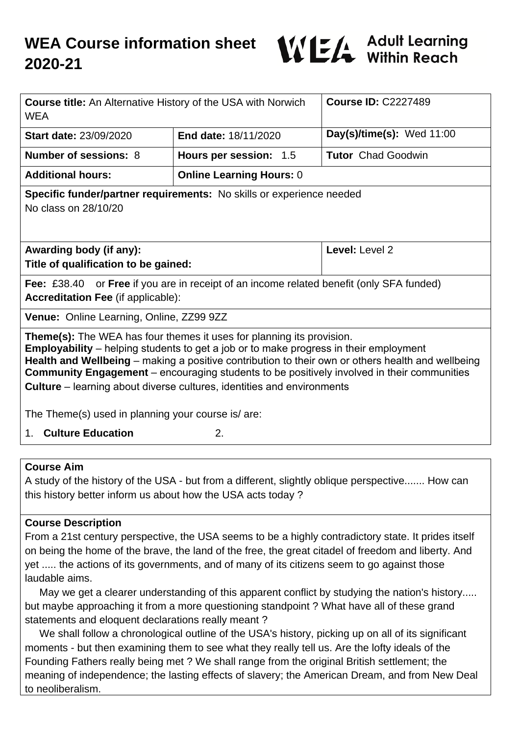# WEA Course information sheet 2020-21

WEA Adult Learning Within Reach

| **Course title:** An Alternative History of the USA with Norwich WEA | | **Course ID:** C2227489 |
|---|---|---|
| **Start date:** 23/09/2020 | **End date:** 18/11/2020 | **Day(s)/time(s):** Wed 11:00 |
| **Number of sessions:** 8 | **Hours per session:** 1.5 | **Tutor** Chad Goodwin |
| **Additional hours:** | **Online Learning Hours:** 0 | |
| **Specific funder/partner requirements:** No skills or experience needed<br>No class on 28/10/20 | | |
| **Awarding body (if any):**<br>**Title of qualification to be gained:** | | **Level:** Level 2 |
| **Fee:** £38.40 or **Free** if you are in receipt of an income related benefit (only SFA funded)<br>**Accreditation Fee** (if applicable): | | |
| **Venue:** Online Learning, Online, ZZ99 9ZZ | | |

**Theme(s):** The WEA has four themes it uses for planning its provision.
**Employability** – helping students to get a job or to make progress in their employment
**Health and Wellbeing** – making a positive contribution to their own or others health and wellbeing
**Community Engagement** – encouraging students to be positively involved in their communities
**Culture** – learning about diverse cultures, identities and environments

The Theme(s) used in planning your course is/ are:

1. **Culture Education** 2.

## Course Aim

A study of the history of the USA - but from a different, slightly oblique perspective....... How can this history better inform us about how the USA acts today ?

## Course Description

From a 21st century perspective, the USA seems to be a highly contradictory state. It prides itself on being the home of the brave, the land of the free, the great citadel of freedom and liberty. And yet ..... the actions of its governments, and of many of its citizens seem to go against those laudable aims.

May we get a clearer understanding of this apparent conflict by studying the nation's history..... but maybe approaching it from a more questioning standpoint ? What have all of these grand statements and eloquent declarations really meant ?

We shall follow a chronological outline of the USA's history, picking up on all of its significant moments - but then examining them to see what they really tell us. Are the lofty ideals of the Founding Fathers really being met ? We shall range from the original British settlement; the meaning of independence; the lasting effects of slavery; the American Dream, and from New Deal to neoliberalism.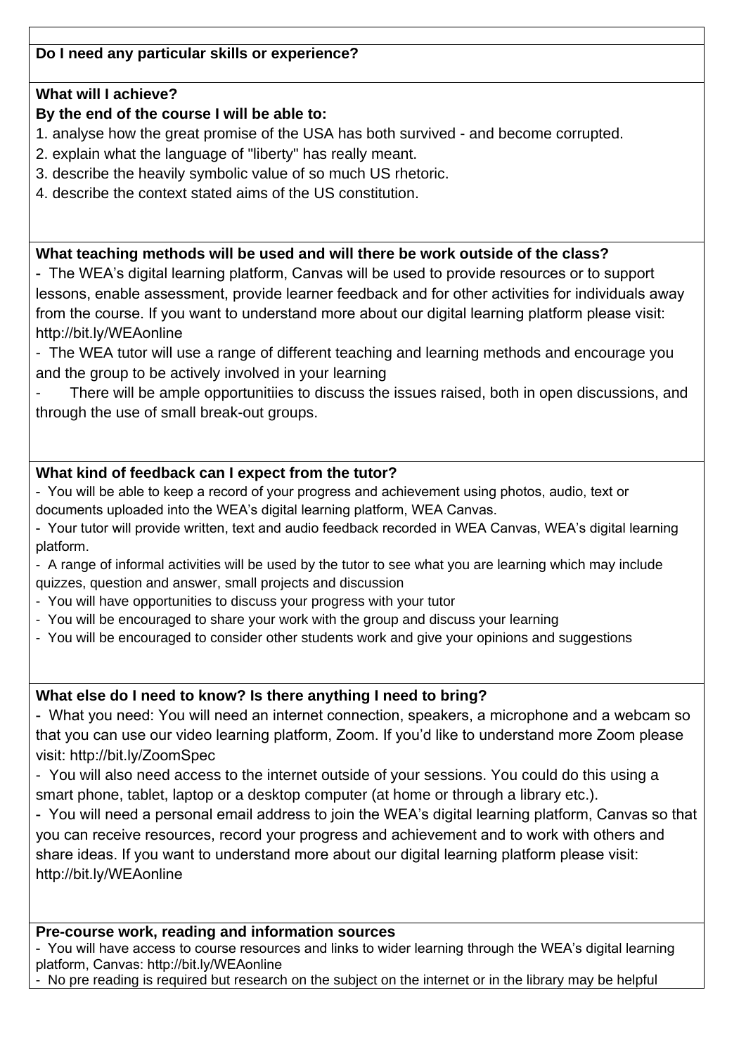**Do I need any particular skills or experience?**

**What will I achieve?**

**By the end of the course I will be able to:**

1. analyse how the great promise of the USA has both survived - and become corrupted.
2. explain what the language of "liberty" has really meant.
3. describe the heavily symbolic value of so much US rhetoric.
4. describe the context stated aims of the US constitution.

**What teaching methods will be used and will there be work outside of the class?**

- The WEA's digital learning platform, Canvas will be used to provide resources or to support lessons, enable assessment, provide learner feedback and for other activities for individuals away from the course. If you want to understand more about our digital learning platform please visit: http://bit.ly/WEAonline
- The WEA tutor will use a range of different teaching and learning methods and encourage you and the group to be actively involved in your learning
- There will be ample opportunitiies to discuss the issues raised, both in open discussions, and through the use of small break-out groups.

**What kind of feedback can I expect from the tutor?**

- You will be able to keep a record of your progress and achievement using photos, audio, text or documents uploaded into the WEA's digital learning platform, WEA Canvas.
- Your tutor will provide written, text and audio feedback recorded in WEA Canvas, WEA's digital learning platform.
- A range of informal activities will be used by the tutor to see what you are learning which may include quizzes, question and answer, small projects and discussion
- You will have opportunities to discuss your progress with your tutor
- You will be encouraged to share your work with the group and discuss your learning
- You will be encouraged to consider other students work and give your opinions and suggestions

**What else do I need to know? Is there anything I need to bring?**

- What you need: You will need an internet connection, speakers, a microphone and a webcam so that you can use our video learning platform, Zoom. If you'd like to understand more Zoom please visit: http://bit.ly/ZoomSpec
- You will also need access to the internet outside of your sessions. You could do this using a smart phone, tablet, laptop or a desktop computer (at home or through a library etc.).
- You will need a personal email address to join the WEA's digital learning platform, Canvas so that you can receive resources, record your progress and achievement and to work with others and share ideas. If you want to understand more about our digital learning platform please visit: http://bit.ly/WEAonline

**Pre-course work, reading and information sources**

- You will have access to course resources and links to wider learning through the WEA's digital learning platform, Canvas: http://bit.ly/WEAonline
- No pre reading is required but research on the subject on the internet or in the library may be helpful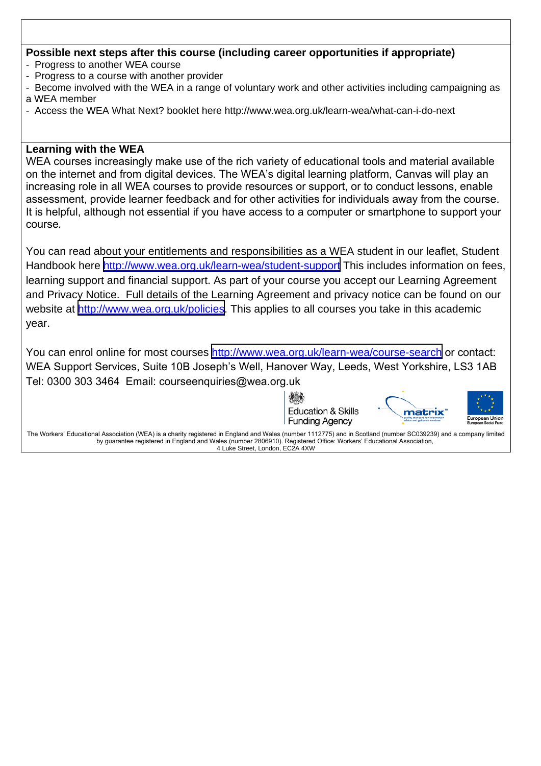**Possible next steps after this course (including career opportunities if appropriate)**

- Progress to another WEA course
- Progress to a course with another provider
- Become involved with the WEA in a range of voluntary work and other activities including campaigning as a WEA member
- Access the WEA What Next? booklet here http://www.wea.org.uk/learn-wea/what-can-i-do-next

**Learning with the WEA**

WEA courses increasingly make use of the rich variety of educational tools and material available on the internet and from digital devices. The WEA's digital learning platform, Canvas will play an increasing role in all WEA courses to provide resources or support, or to conduct lessons, enable assessment, provide learner feedback and for other activities for individuals away from the course. It is helpful, although not essential if you have access to a computer or smartphone to support your course.

You can read about your entitlements and responsibilities as a WEA student in our leaflet, Student Handbook here http://www.wea.org.uk/learn-wea/student-support This includes information on fees, learning support and financial support. As part of your course you accept our Learning Agreement and Privacy Notice. Full details of the Learning Agreement and privacy notice can be found on our website at http://www.wea.org.uk/policies. This applies to all courses you take in this academic year.

You can enrol online for most courses http://www.wea.org.uk/learn-wea/course-search or contact: WEA Support Services, Suite 10B Joseph's Well, Hanover Way, Leeds, West Yorkshire, LS3 1AB Tel: 0300 303 3464 Email: courseenquiries@wea.org.uk

Education & Skills Funding Agency

matrix

European Union European Social Fund

The Workers' Educational Association (WEA) is a charity registered in England and Wales (number 1112775) and in Scotland (number SC039239) and a company limited by guarantee registered in England and Wales (number 2806910). Registered Office: Workers' Educational Association, 4 Luke Street, London, EC2A 4XW